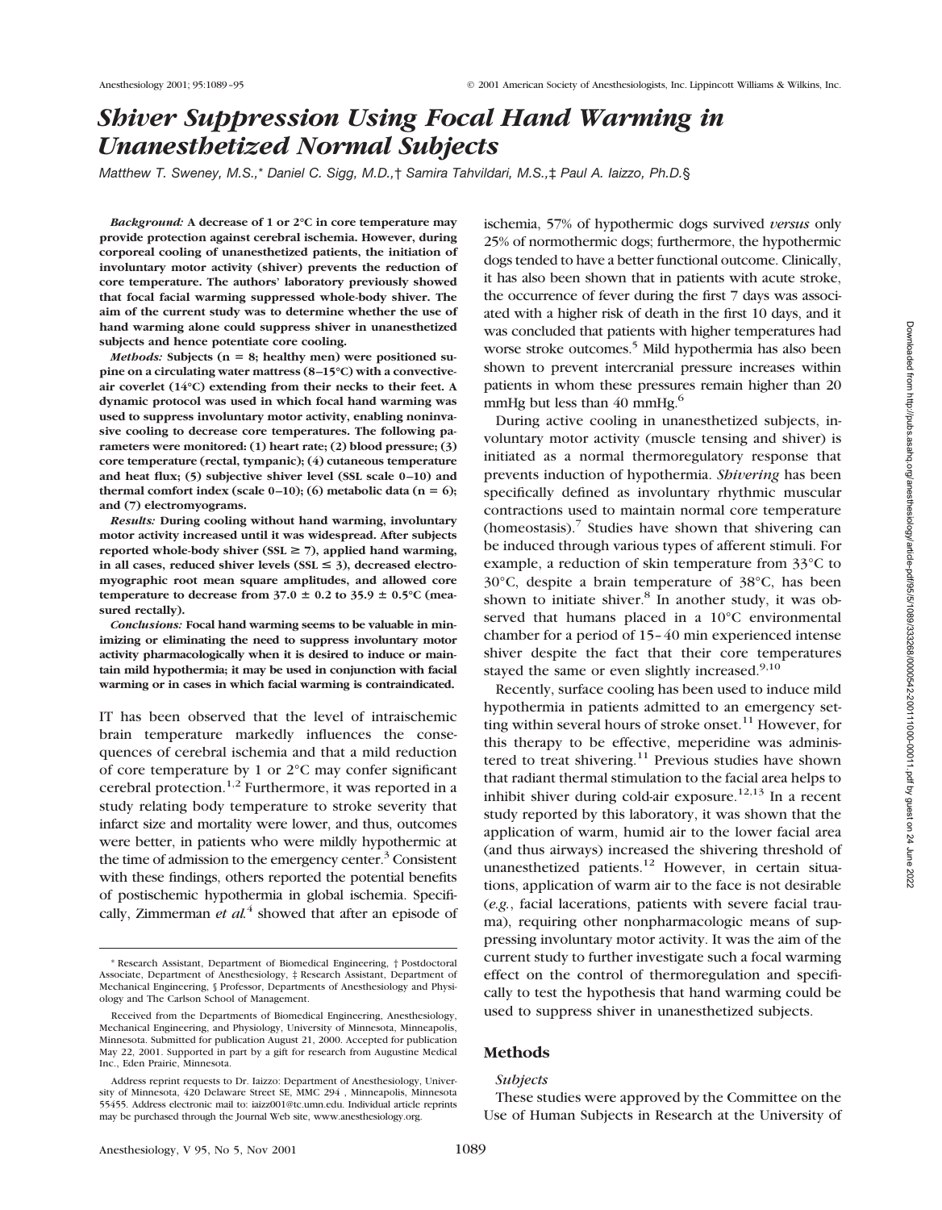# *Shiver Suppression Using Focal Hand Warming in Unanesthetized Normal Subjects*

*Matthew T. Sweney, M.S.,\* Daniel C. Sigg, M.D.,† Samira Tahvildari, M.S.,‡ Paul A. Iaizzo, Ph.D.§*

***Background:*** **A decrease of 1 or 2°C in core temperature may provide protection against cerebral ischemia. However, during corporeal cooling of unanesthetized patients, the initiation of involuntary motor activity (shiver) prevents the reduction of core temperature. The authors' laboratory previously showed that focal facial warming suppressed whole-body shiver. The aim of the current study was to determine whether the use of hand warming alone could suppress shiver in unanesthetized subjects and hence potentiate core cooling.**

***Methods:*** **Subjects (n = 8; healthy men) were positioned supine on a circulating water mattress (8–15°C) with a convective-air coverlet (14°C) extending from their necks to their feet. A dynamic protocol was used in which focal hand warming was used to suppress involuntary motor activity, enabling noninvasive cooling to decrease core temperatures. The following parameters were monitored: (1) heart rate; (2) blood pressure; (3) core temperature (rectal, tympanic); (4) cutaneous temperature and heat flux; (5) subjective shiver level (SSL scale 0–10) and thermal comfort index (scale 0–10); (6) metabolic data (n = 6); and (7) electromyograms.**

***Results:*** **During cooling without hand warming, involuntary motor activity increased until it was widespread. After subjects reported whole-body shiver (SSL ≥ 7), applied hand warming, in all cases, reduced shiver levels (SSL ≤ 3), decreased electromyographic root mean square amplitudes, and allowed core temperature to decrease from 37.0 ± 0.2 to 35.9 ± 0.5°C (measured rectally).**

***Conclusions:*** **Focal hand warming seems to be valuable in minimizing or eliminating the need to suppress involuntary motor activity pharmacologically when it is desired to induce or maintain mild hypothermia; it may be used in conjunction with facial warming or in cases in which facial warming is contraindicated.**

IT has been observed that the level of intraischemic brain temperature markedly influences the consequences of cerebral ischemia and that a mild reduction of core temperature by 1 or 2°C may confer significant cerebral protection.[1,2] Furthermore, it was reported in a study relating body temperature to stroke severity that infarct size and mortality were lower, and thus, outcomes were better, in patients who were mildly hypothermic at the time of admission to the emergency center.[3] Consistent with these findings, others reported the potential benefits of postischemic hypothermia in global ischemia. Specifically, Zimmerman *et al.*[4] showed that after an episode of ischemia, 57% of hypothermic dogs survived *versus* only 25% of normothermic dogs; furthermore, the hypothermic dogs tended to have a better functional outcome. Clinically, it has also been shown that in patients with acute stroke, the occurrence of fever during the first 7 days was associated with a higher risk of death in the first 10 days, and it was concluded that patients with higher temperatures had worse stroke outcomes.[5] Mild hypothermia has also been shown to prevent intercranial pressure increases within patients in whom these pressures remain higher than 20 mmHg but less than 40 mmHg.[6]

During active cooling in unanesthetized subjects, involuntary motor activity (muscle tensing and shiver) is initiated as a normal thermoregulatory response that prevents induction of hypothermia. *Shivering* has been specifically defined as involuntary rhythmic muscular contractions used to maintain normal core temperature (homeostasis).[7] Studies have shown that shivering can be induced through various types of afferent stimuli. For example, a reduction of skin temperature from 33°C to 30°C, despite a brain temperature of 38°C, has been shown to initiate shiver.[8] In another study, it was observed that humans placed in a 10°C environmental chamber for a period of 15–40 min experienced intense shiver despite the fact that their core temperatures stayed the same or even slightly increased.[9,10]

Recently, surface cooling has been used to induce mild hypothermia in patients admitted to an emergency setting within several hours of stroke onset.[11] However, for this therapy to be effective, meperidine was administered to treat shivering.[11] Previous studies have shown that radiant thermal stimulation to the facial area helps to inhibit shiver during cold-air exposure.[12,13] In a recent study reported by this laboratory, it was shown that the application of warm, humid air to the lower facial area (and thus airways) increased the shivering threshold of unanesthetized patients.[12] However, in certain situations, application of warm air to the face is not desirable (*e.g.*, facial lacerations, patients with severe facial trauma), requiring other nonpharmacologic means of suppressing involuntary motor activity. It was the aim of the current study to further investigate such a focal warming effect on the control of thermoregulation and specifically to test the hypothesis that hand warming could be used to suppress shiver in unanesthetized subjects.

## Methods

### *Subjects*

These studies were approved by the Committee on the Use of Human Subjects in Research at the University of

---

\* Research Assistant, Department of Biomedical Engineering, † Postdoctoral Associate, Department of Anesthesiology, ‡ Research Assistant, Department of Mechanical Engineering, § Professor, Departments of Anesthesiology and Physiology and The Carlson School of Management.

Received from the Departments of Biomedical Engineering, Anesthesiology, Mechanical Engineering, and Physiology, University of Minnesota, Minneapolis, Minnesota. Submitted for publication August 21, 2000. Accepted for publication May 22, 2001. Supported in part by a gift for research from Augustine Medical Inc., Eden Prairie, Minnesota.

Address reprint requests to Dr. Iaizzo: Department of Anesthesiology, University of Minnesota, 420 Delaware Street SE, MMC 294 , Minneapolis, Minnesota 55455. Address electronic mail to: iaizz001@tc.umn.edu. Individual article reprints may be purchased through the Journal Web site, www.anesthesiology.org.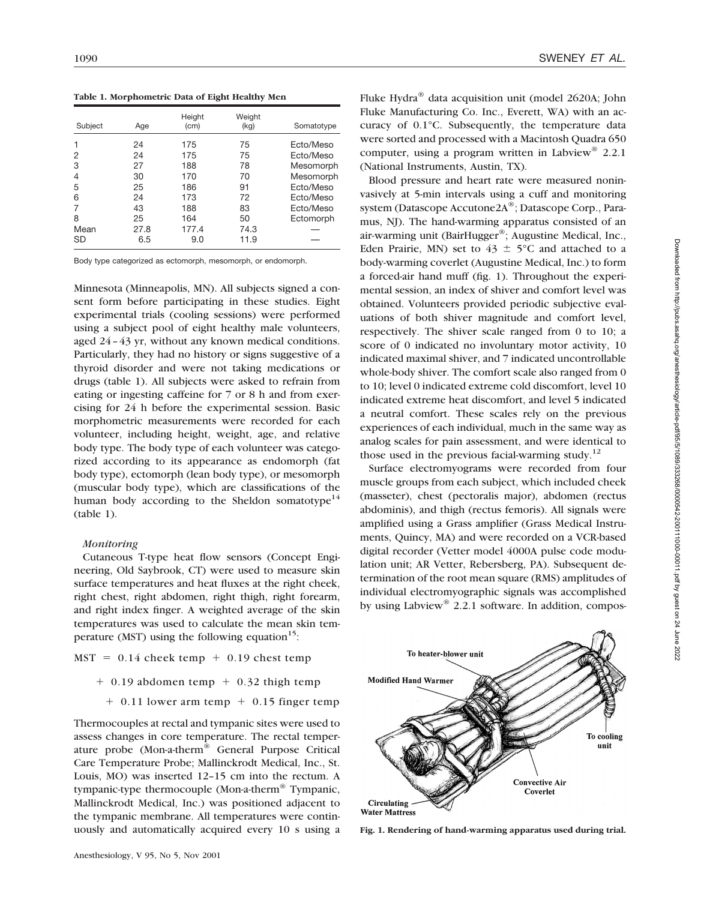**Table 1. Morphometric Data of Eight Healthy Men**

| Subject | Age | Height (cm) | Weight (kg) | Somatotype |
|---|---|---|---|---|
| 1 | 24 | 175 | 75 | Ecto/Meso |
| 2 | 24 | 175 | 75 | Ecto/Meso |
| 3 | 27 | 188 | 78 | Mesomorph |
| 4 | 30 | 170 | 70 | Mesomorph |
| 5 | 25 | 186 | 91 | Ecto/Meso |
| 6 | 24 | 173 | 72 | Ecto/Meso |
| 7 | 43 | 188 | 83 | Ecto/Meso |
| 8 | 25 | 164 | 50 | Ectomorph |
| Mean | 27.8 | 177.4 | 74.3 | — |
| SD | 6.5 | 9.0 | 11.9 | — |

Body type categorized as ectomorph, mesomorph, or endomorph.

Minnesota (Minneapolis, MN). All subjects signed a consent form before participating in these studies. Eight experimental trials (cooling sessions) were performed using a subject pool of eight healthy male volunteers, aged 24–43 yr, without any known medical conditions. Particularly, they had no history or signs suggestive of a thyroid disorder and were not taking medications or drugs (table 1). All subjects were asked to refrain from eating or ingesting caffeine for 7 or 8 h and from exercising for 24 h before the experimental session. Basic morphometric measurements were recorded for each volunteer, including height, weight, age, and relative body type. The body type of each volunteer was categorized according to its appearance as endomorph (fat body type), ectomorph (lean body type), or mesomorph (muscular body type), which are classifications of the human body according to the Sheldon somatotype[14] (table 1).

### *Monitoring*

Cutaneous T-type heat flow sensors (Concept Engineering, Old Saybrook, CT) were used to measure skin surface temperatures and heat fluxes at the right cheek, right chest, right abdomen, right thigh, right forearm, and right index finger. A weighted average of the skin temperatures was used to calculate the mean skin temperature (MST) using the following equation[15]:

$$\begin{aligned}\text{MST} = {} & 0.14 \text{ cheek temp} + 0.19 \text{ chest temp} \\ & + 0.19 \text{ abdomen temp} + 0.32 \text{ thigh temp} \\ & + 0.11 \text{ lower arm temp} + 0.15 \text{ finger temp}\end{aligned}$$

Thermocouples at rectal and tympanic sites were used to assess changes in core temperature. The rectal temperature probe (Mon-a-therm® General Purpose Critical Care Temperature Probe; Mallinckrodt Medical, Inc., St. Louis, MO) was inserted 12–15 cm into the rectum. A tympanic-type thermocouple (Mon-a-therm® Tympanic, Mallinckrodt Medical, Inc.) was positioned adjacent to the tympanic membrane. All temperatures were continuously and automatically acquired every 10 s using a Fluke Hydra® data acquisition unit (model 2620A; John Fluke Manufacturing Co. Inc., Everett, WA) with an accuracy of 0.1°C. Subsequently, the temperature data were sorted and processed with a Macintosh Quadra 650 computer, using a program written in Labview® 2.2.1 (National Instruments, Austin, TX).

Blood pressure and heart rate were measured noninvasively at 5-min intervals using a cuff and monitoring system (Datascope Accutone2A®; Datascope Corp., Paramus, NJ). The hand-warming apparatus consisted of an air-warming unit (BairHugger®; Augustine Medical, Inc., Eden Prairie, MN) set to 43 ± 5°C and attached to a body-warming coverlet (Augustine Medical, Inc.) to form a forced-air hand muff (fig. 1). Throughout the experimental session, an index of shiver and comfort level was obtained. Volunteers provided periodic subjective evaluations of both shiver magnitude and comfort level, respectively. The shiver scale ranged from 0 to 10; a score of 0 indicated no involuntary motor activity, 10 indicated maximal shiver, and 7 indicated uncontrollable whole-body shiver. The comfort scale also ranged from 0 to 10; level 0 indicated extreme cold discomfort, level 10 indicated extreme heat discomfort, and level 5 indicated a neutral comfort. These scales rely on the previous experiences of each individual, much in the same way as analog scales for pain assessment, and were identical to those used in the previous facial-warming study.[12]

Surface electromyograms were recorded from four muscle groups from each subject, which included cheek (masseter), chest (pectoralis major), abdomen (rectus abdominis), and thigh (rectus femoris). All signals were amplified using a Grass amplifier (Grass Medical Instruments, Quincy, MA) and were recorded on a VCR-based digital recorder (Vetter model 4000A pulse code modulation unit; AR Vetter, Rebersberg, PA). Subsequent determination of the root mean square (RMS) amplitudes of individual electromyographic signals was accomplished by using Labview® 2.2.1 software. In addition, compos-

**Fig. 1. Rendering of hand-warming apparatus used during trial.**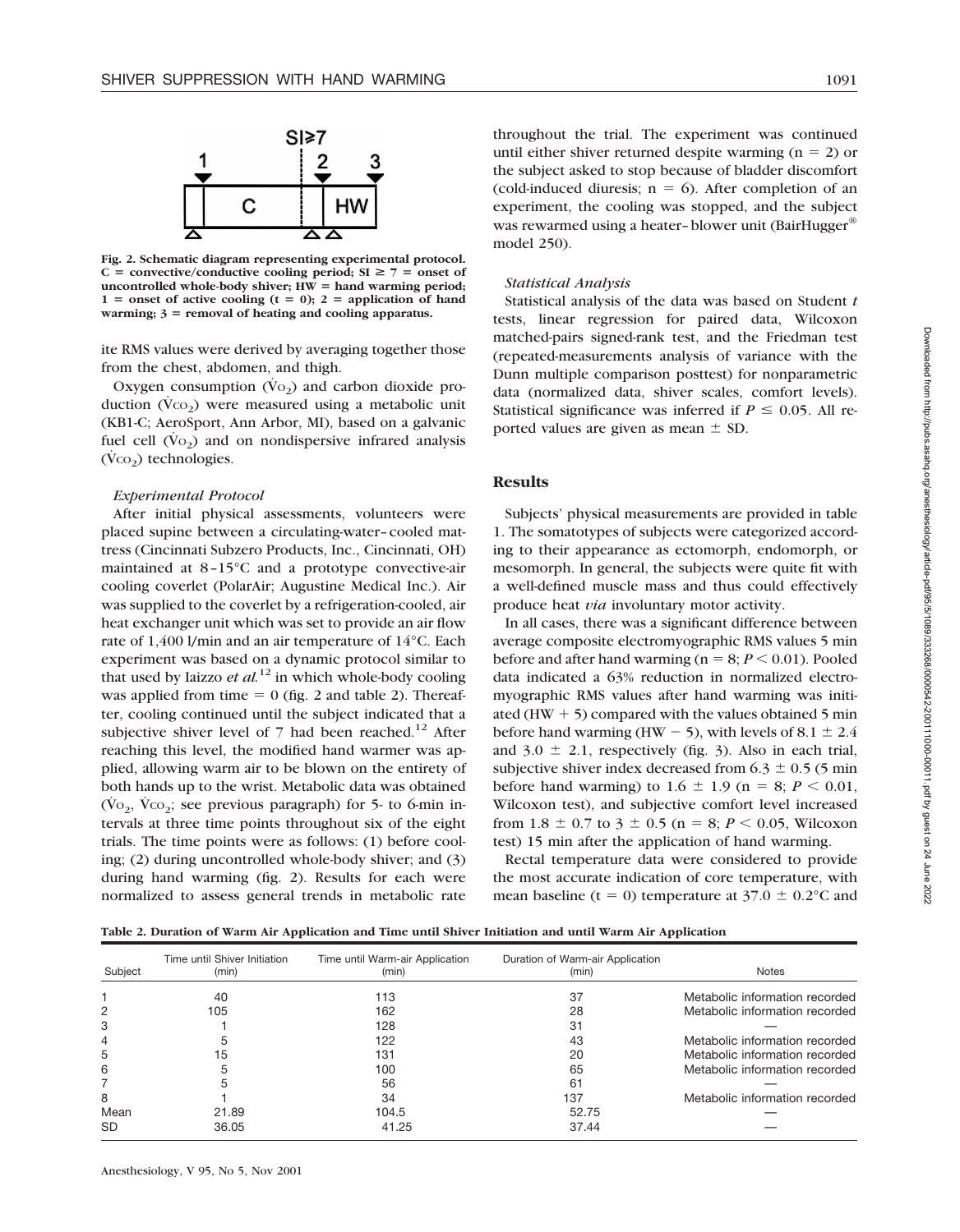Fig. 2. Schematic diagram representing experimental protocol. C = convective/conductive cooling period; SI ≥ 7 = onset of uncontrolled whole-body shiver; HW = hand warming period; 1 = onset of active cooling (t = 0); 2 = application of hand warming; 3 = removal of heating and cooling apparatus.

ite RMS values were derived by averaging together those from the chest, abdomen, and thigh.

Oxygen consumption ($\dot{V}O_2$) and carbon dioxide production ($\dot{V}CO_2$) were measured using a metabolic unit (KB1-C; AeroSport, Ann Arbor, MI), based on a galvanic fuel cell ($\dot{V}O_2$) and on nondispersive infrared analysis ($\dot{V}CO_2$) technologies.

### *Experimental Protocol*

After initial physical assessments, volunteers were placed supine between a circulating-water–cooled mattress (Cincinnati Subzero Products, Inc., Cincinnati, OH) maintained at 8–15°C and a prototype convective-air cooling coverlet (PolarAir; Augustine Medical Inc.). Air was supplied to the coverlet by a refrigeration-cooled, air heat exchanger unit which was set to provide an air flow rate of 1,400 l/min and an air temperature of 14°C. Each experiment was based on a dynamic protocol similar to that used by Iaizzo *et al.*[12] in which whole-body cooling was applied from time = 0 (fig. 2 and table 2). Thereafter, cooling continued until the subject indicated that a subjective shiver level of 7 had been reached.[12] After reaching this level, the modified hand warmer was applied, allowing warm air to be blown on the entirety of both hands up to the wrist. Metabolic data was obtained ($\dot{V}O_2$, $\dot{V}CO_2$; see previous paragraph) for 5- to 6-min intervals at three time points throughout six of the eight trials. The time points were as follows: (1) before cooling; (2) during uncontrolled whole-body shiver; and (3) during hand warming (fig. 2). Results for each were normalized to assess general trends in metabolic rate throughout the trial. The experiment was continued until either shiver returned despite warming (n = 2) or the subject asked to stop because of bladder discomfort (cold-induced diuresis; n = 6). After completion of an experiment, the cooling was stopped, and the subject was rewarmed using a heater–blower unit (BairHugger® model 250).

### *Statistical Analysis*

Statistical analysis of the data was based on Student *t* tests, linear regression for paired data, Wilcoxon matched-pairs signed-rank test, and the Friedman test (repeated-measurements analysis of variance with the Dunn multiple comparison posttest) for nonparametric data (normalized data, shiver scales, comfort levels). Statistical significance was inferred if $P \leq 0.05$. All reported values are given as mean ± SD.

## Results

Subjects' physical measurements are provided in table 1. The somatotypes of subjects were categorized according to their appearance as ectomorph, endomorph, or mesomorph. In general, the subjects were quite fit with a well-defined muscle mass and thus could effectively produce heat *via* involuntary motor activity.

In all cases, there was a significant difference between average composite electromyographic RMS values 5 min before and after hand warming (n = 8; $P < 0.01$). Pooled data indicated a 63% reduction in normalized electromyographic RMS values after hand warming was initiated (HW + 5) compared with the values obtained 5 min before hand warming (HW − 5), with levels of 8.1 ± 2.4 and 3.0 ± 2.1, respectively (fig. 3). Also in each trial, subjective shiver index decreased from 6.3 ± 0.5 (5 min before hand warming) to 1.6 ± 1.9 (n = 8; $P < 0.01$, Wilcoxon test), and subjective comfort level increased from 1.8 ± 0.7 to 3 ± 0.5 (n = 8; $P < 0.05$, Wilcoxon test) 15 min after the application of hand warming.

Rectal temperature data were considered to provide the most accurate indication of core temperature, with mean baseline (t = 0) temperature at 37.0 ± 0.2°C and

**Table 2. Duration of Warm Air Application and Time until Shiver Initiation and until Warm Air Application**

| Subject | Time until Shiver Initiation (min) | Time until Warm-air Application (min) | Duration of Warm-air Application (min) | Notes |
|---|---|---|---|---|
| 1 | 40 | 113 | 37 | Metabolic information recorded |
| 2 | 105 | 162 | 28 | Metabolic information recorded |
| 3 | 1 | 128 | 31 | — |
| 4 | 5 | 122 | 43 | Metabolic information recorded |
| 5 | 15 | 131 | 20 | Metabolic information recorded |
| 6 | 5 | 100 | 65 | Metabolic information recorded |
| 7 | 5 | 56 | 61 | — |
| 8 | 1 | 34 | 137 | Metabolic information recorded |
| Mean | 21.89 | 104.5 | 52.75 | — |
| SD | 36.05 | 41.25 | 37.44 | — |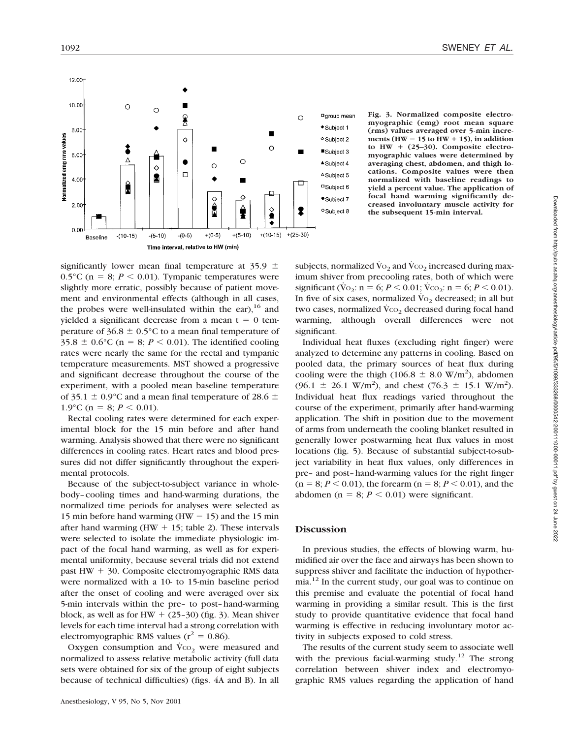**Fig. 3. Normalized composite electromyographic (emg) root mean square (rms) values averaged over 5-min increments (HW − 15 to HW + 15), in addition to HW + (25–30). Composite electromyographic values were determined by averaging chest, abdomen, and thigh locations. Composite values were then normalized with baseline readings to yield a percent value. The application of focal hand warming significantly decreased involuntary muscle activity for the subsequent 15-min interval.**

significantly lower mean final temperature at 35.9 ± 0.5°C (n = 8; $P < 0.01$). Tympanic temperatures were slightly more erratic, possibly because of patient movement and environmental effects (although in all cases, the probes were well-insulated within the ear),[16] and yielded a significant decrease from a mean t = 0 temperature of 36.8 ± 0.5°C to a mean final temperature of 35.8 ± 0.6°C (n = 8; $P < 0.01$). The identified cooling rates were nearly the same for the rectal and tympanic temperature measurements. MST showed a progressive and significant decrease throughout the course of the experiment, with a pooled mean baseline temperature of 35.1 ± 0.9°C and a mean final temperature of 28.6 ± 1.9°C (n = 8; $P < 0.01$).

Rectal cooling rates were determined for each experimental block for the 15 min before and after hand warming. Analysis showed that there were no significant differences in cooling rates. Heart rates and blood pressures did not differ significantly throughout the experimental protocols.

Because of the subject-to-subject variance in whole-body–cooling times and hand-warming durations, the normalized time periods for analyses were selected as 15 min before hand warming (HW − 15) and the 15 min after hand warming (HW + 15; table 2). These intervals were selected to isolate the immediate physiologic impact of the focal hand warming, as well as for experimental uniformity, because several trials did not extend past HW + 30. Composite electromyographic RMS data were normalized with a 10- to 15-min baseline period after the onset of cooling and were averaged over six 5-min intervals within the pre– to post–hand-warming block, as well as for HW + (25–30) (fig. 3). Mean shiver levels for each time interval had a strong correlation with electromyographic RMS values ($r^2 = 0.86$).

Oxygen consumption and $\dot{V}CO_2$ were measured and normalized to assess relative metabolic activity (full data sets were obtained for six of the group of eight subjects because of technical difficulties) (figs. 4A and B). In all subjects, normalized $\dot{V}O_2$ and $\dot{V}CO_2$ increased during maximum shiver from precooling rates, both of which were significant ($\dot{V}O_2$: n = 6; $P < 0.01$; $\dot{V}CO_2$: n = 6; $P < 0.01$). In five of six cases, normalized $\dot{V}O_2$ decreased; in all but two cases, normalized $\dot{V}CO_2$ decreased during focal hand warming, although overall differences were not significant.

Individual heat fluxes (excluding right finger) were analyzed to determine any patterns in cooling. Based on pooled data, the primary sources of heat flux during cooling were the thigh (106.8 ± 8.0 W/m$^2$), abdomen (96.1 ± 26.1 W/m$^2$), and chest (76.3 ± 15.1 W/m$^2$). Individual heat flux readings varied throughout the course of the experiment, primarily after hand-warming application. The shift in position due to the movement of arms from underneath the cooling blanket resulted in generally lower postwarming heat flux values in most locations (fig. 5). Because of substantial subject-to-subject variability in heat flux values, only differences in pre– and post–hand-warming values for the right finger (n = 8; $P < 0.01$), the forearm (n = 8; $P < 0.01$), and the abdomen (n = 8; $P < 0.01$) were significant.

## Discussion

In previous studies, the effects of blowing warm, humidified air over the face and airways has been shown to suppress shiver and facilitate the induction of hypothermia.[12] In the current study, our goal was to continue on this premise and evaluate the potential of focal hand warming in providing a similar result. This is the first study to provide quantitative evidence that focal hand warming is effective in reducing involuntary motor activity in subjects exposed to cold stress.

The results of the current study seem to associate well with the previous facial-warming study.[12] The strong correlation between shiver index and electromyographic RMS values regarding the application of hand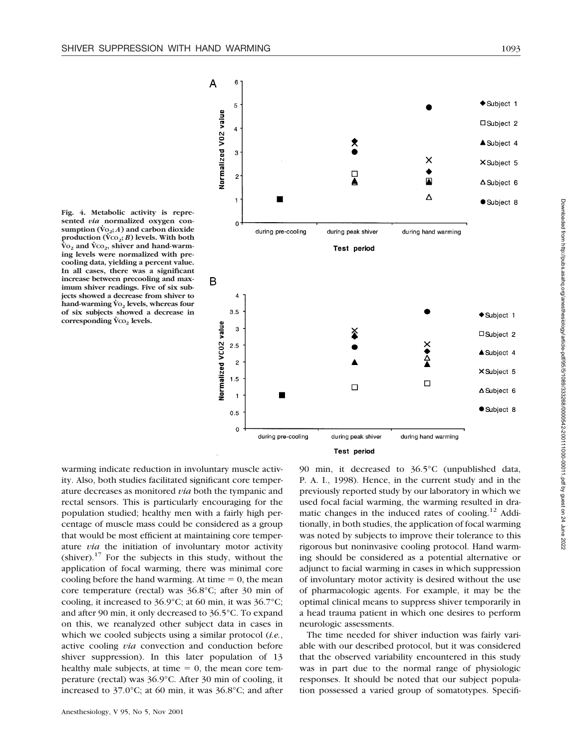Fig. 4. Metabolic activity is represented *via* normalized oxygen consumption ($\dot{V}O_2$; *A*) and carbon dioxide production ($\dot{V}CO_2$; *B*) levels. With both $\dot{V}O_2$ and $\dot{V}CO_2$, shiver and hand-warming levels were normalized with precooling data, yielding a percent value. In all cases, there was a significant increase between precooling and maximum shiver readings. Five of six subjects showed a decrease from shiver to hand-warming $\dot{V}O_2$ levels, whereas four of six subjects showed a decrease in corresponding $\dot{V}CO_2$ levels.

warming indicate reduction in involuntary muscle activity. Also, both studies facilitated significant core temperature decreases as monitored *via* both the tympanic and rectal sensors. This is particularly encouraging for the population studied; healthy men with a fairly high percentage of muscle mass could be considered as a group that would be most efficient at maintaining core temperature *via* the initiation of involuntary motor activity (shiver).[17] For the subjects in this study, without the application of focal warming, there was minimal core cooling before the hand warming. At time = 0, the mean core temperature (rectal) was 36.8°C; after 30 min of cooling, it increased to 36.9°C; at 60 min, it was 36.7°C; and after 90 min, it only decreased to 36.5°C. To expand on this, we reanalyzed other subject data in cases in which we cooled subjects using a similar protocol (*i.e.*, active cooling *via* convection and conduction before shiver suppression). In this later population of 13 healthy male subjects, at time = 0, the mean core temperature (rectal) was 36.9°C. After 30 min of cooling, it increased to 37.0°C; at 60 min, it was 36.8°C; and after 90 min, it decreased to 36.5°C (unpublished data, P. A. I., 1998). Hence, in the current study and in the previously reported study by our laboratory in which we used focal facial warming, the warming resulted in dramatic changes in the induced rates of cooling.[12] Additionally, in both studies, the application of focal warming was noted by subjects to improve their tolerance to this rigorous but noninvasive cooling protocol. Hand warming should be considered as a potential alternative or adjunct to facial warming in cases in which suppression of involuntary motor activity is desired without the use of pharmacologic agents. For example, it may be the optimal clinical means to suppress shiver temporarily in a head trauma patient in which one desires to perform neurologic assessments.

The time needed for shiver induction was fairly variable with our described protocol, but it was considered that the observed variability encountered in this study was in part due to the normal range of physiologic responses. It should be noted that our subject population possessed a varied group of somatotypes. Specifi-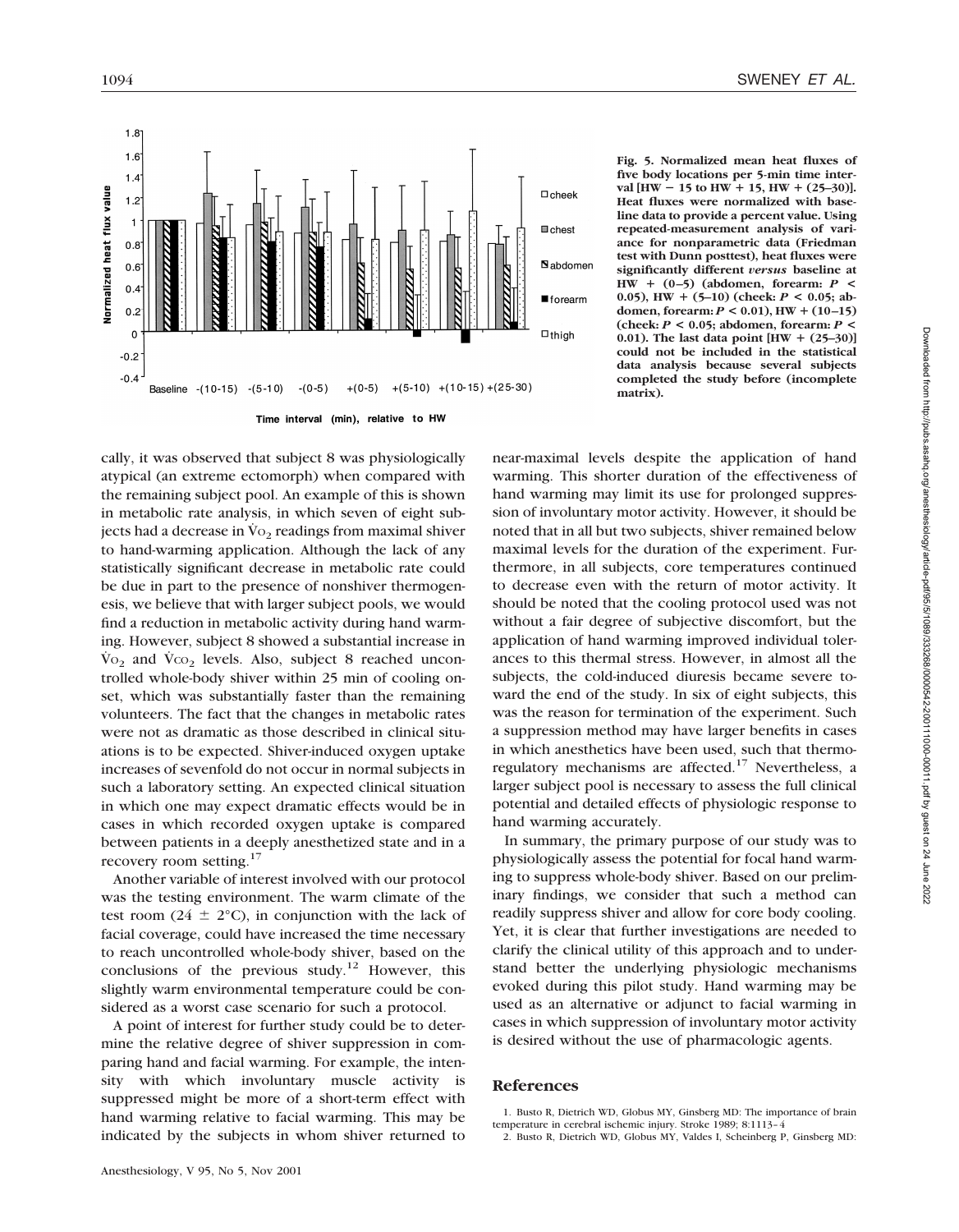1.8
1.6
1.4
1.2
1
0.8
0.6
0.4
0.2
0
-0.2
-0.4

Normalized heat flux value

Baseline -(10-15) -(5-10) -(0-5) +(0-5) +(5-10) +(10-15) +(25-30)

Time interval (min), relative to HW

cheek
chest
abdomen
forearm
thigh

**Fig. 5. Normalized mean heat fluxes of five body locations per 5-min time interval [HW − 15 to HW + 15, HW + (25–30)]. Heat fluxes were normalized with baseline data to provide a percent value. Using repeated-measurement analysis of variance for nonparametric data (Friedman test with Dunn posttest), heat fluxes were significantly different *versus* baseline at HW + (0–5) (abdomen, forearm: $P < 0.05$), HW + (5–10) (cheek: $P < 0.05$; abdomen, forearm: $P < 0.01$), HW + (10–15) (cheek: $P < 0.05$; abdomen, forearm: $P < 0.01$). The last data point [HW + (25–30)] could not be included in the statistical data analysis because several subjects completed the study before (incomplete matrix).**

cally, it was observed that subject 8 was physiologically atypical (an extreme ectomorph) when compared with the remaining subject pool. An example of this is shown in metabolic rate analysis, in which seven of eight subjects had a decrease in $\dot{V}O_2$ readings from maximal shiver to hand-warming application. Although the lack of any statistically significant decrease in metabolic rate could be due in part to the presence of nonshiver thermogenesis, we believe that with larger subject pools, we would find a reduction in metabolic activity during hand warming. However, subject 8 showed a substantial increase in $\dot{V}O_2$ and $\dot{V}CO_2$ levels. Also, subject 8 reached uncontrolled whole-body shiver within 25 min of cooling onset, which was substantially faster than the remaining volunteers. The fact that the changes in metabolic rates were not as dramatic as those described in clinical situations is to be expected. Shiver-induced oxygen uptake increases of sevenfold do not occur in normal subjects in such a laboratory setting. An expected clinical situation in which one may expect dramatic effects would be in cases in which recorded oxygen uptake is compared between patients in a deeply anesthetized state and in a recovery room setting.[17]

Another variable of interest involved with our protocol was the testing environment. The warm climate of the test room (24 ± 2°C), in conjunction with the lack of facial coverage, could have increased the time necessary to reach uncontrolled whole-body shiver, based on the conclusions of the previous study.[12] However, this slightly warm environmental temperature could be considered as a worst case scenario for such a protocol.

A point of interest for further study could be to determine the relative degree of shiver suppression in comparing hand and facial warming. For example, the intensity with which involuntary muscle activity is suppressed might be more of a short-term effect with hand warming relative to facial warming. This may be indicated by the subjects in whom shiver returned to near-maximal levels despite the application of hand warming. This shorter duration of the effectiveness of hand warming may limit its use for prolonged suppression of involuntary motor activity. However, it should be noted that in all but two subjects, shiver remained below maximal levels for the duration of the experiment. Furthermore, in all subjects, core temperatures continued to decrease even with the return of motor activity. It should be noted that the cooling protocol used was not without a fair degree of subjective discomfort, but the application of hand warming improved individual tolerances to this thermal stress. However, in almost all the subjects, the cold-induced diuresis became severe toward the end of the study. In six of eight subjects, this was the reason for termination of the experiment. Such a suppression method may have larger benefits in cases in which anesthetics have been used, such that thermoregulatory mechanisms are affected.[17] Nevertheless, a larger subject pool is necessary to assess the full clinical potential and detailed effects of physiologic response to hand warming accurately.

In summary, the primary purpose of our study was to physiologically assess the potential for focal hand warming to suppress whole-body shiver. Based on our preliminary findings, we consider that such a method can readily suppress shiver and allow for core body cooling. Yet, it is clear that further investigations are needed to clarify the clinical utility of this approach and to understand better the underlying physiologic mechanisms evoked during this pilot study. Hand warming may be used as an alternative or adjunct to facial warming in cases in which suppression of involuntary motor activity is desired without the use of pharmacologic agents.

## References

1. Busto R, Dietrich WD, Globus MY, Ginsberg MD: The importance of brain temperature in cerebral ischemic injury. Stroke 1989; 8:1113–4
2. Busto R, Dietrich WD, Globus MY, Valdes I, Scheinberg P, Ginsberg MD: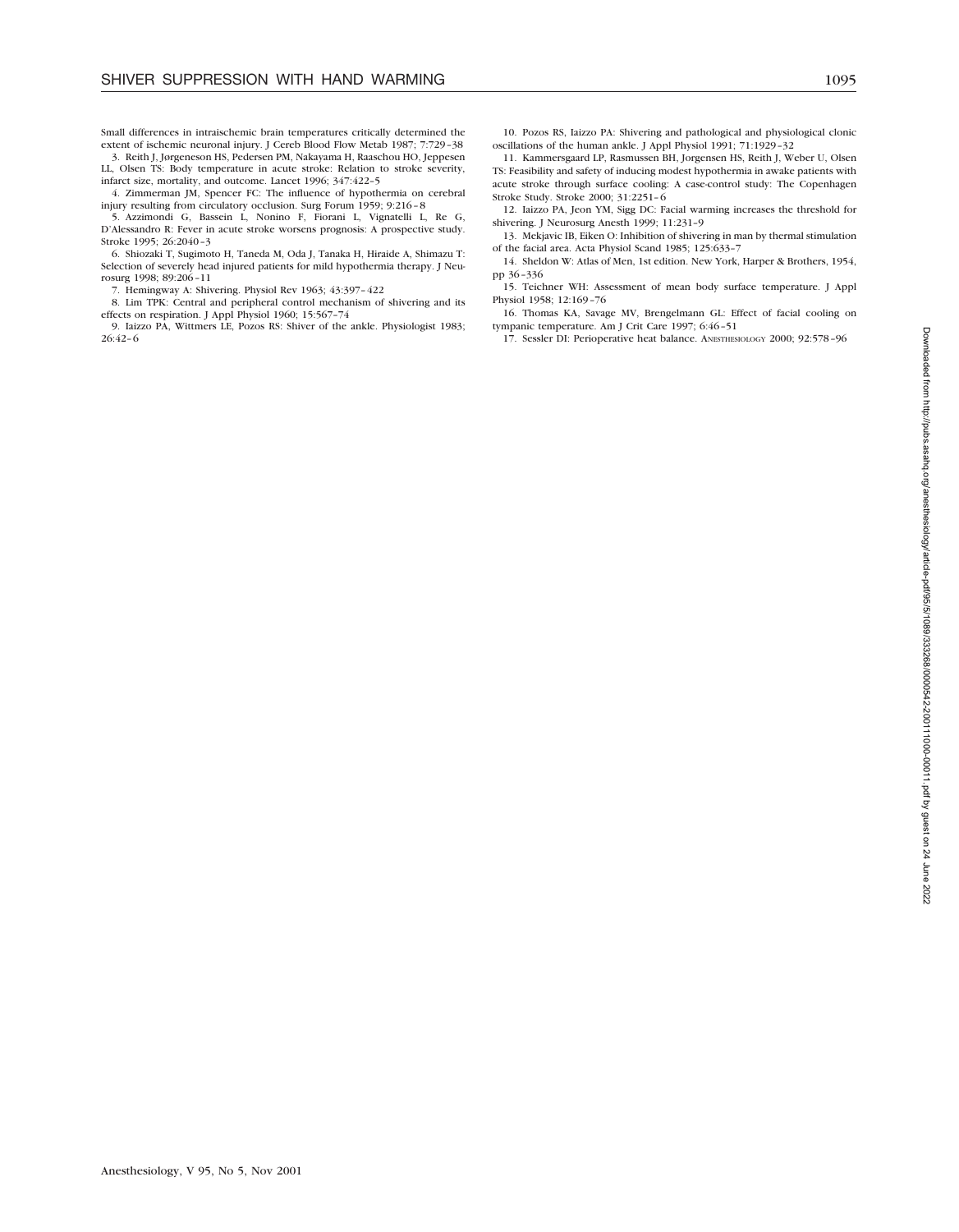Small differences in intraischemic brain temperatures critically determined the extent of ischemic neuronal injury. J Cereb Blood Flow Metab 1987; 7:729–38

3. Reith J, Jørgeneson HS, Pedersen PM, Nakayama H, Raaschou HO, Jeppesen LL, Olsen TS: Body temperature in acute stroke: Relation to stroke severity, infarct size, mortality, and outcome. Lancet 1996; 347:422–5

4. Zimmerman JM, Spencer FC: The influence of hypothermia on cerebral injury resulting from circulatory occlusion. Surg Forum 1959; 9:216–8

5. Azzimondi G, Bassein L, Nonino F, Fiorani L, Vignatelli L, Re G, D'Alessandro R: Fever in acute stroke worsens prognosis: A prospective study. Stroke 1995; 26:2040–3

6. Shiozaki T, Sugimoto H, Taneda M, Oda J, Tanaka H, Hiraide A, Shimazu T: Selection of severely head injured patients for mild hypothermia therapy. J Neurosurg 1998; 89:206–11

7. Hemingway A: Shivering. Physiol Rev 1963; 43:397–422

8. Lim TPK: Central and peripheral control mechanism of shivering and its effects on respiration. J Appl Physiol 1960; 15:567–74

9. Iaizzo PA, Wittmers LE, Pozos RS: Shiver of the ankle. Physiologist 1983; 26:42–6

10. Pozos RS, Iaizzo PA: Shivering and pathological and physiological clonic oscillations of the human ankle. J Appl Physiol 1991; 71:1929–32

11. Kammersgaard LP, Rasmussen BH, Jorgensen HS, Reith J, Weber U, Olsen TS: Feasibility and safety of inducing modest hypothermia in awake patients with acute stroke through surface cooling: A case-control study: The Copenhagen Stroke Study. Stroke 2000; 31:2251–6

12. Iaizzo PA, Jeon YM, Sigg DC: Facial warming increases the threshold for shivering. J Neurosurg Anesth 1999; 11:231–9

13. Mekjavic IB, Eiken O: Inhibition of shivering in man by thermal stimulation of the facial area. Acta Physiol Scand 1985; 125:633–7

14. Sheldon W: Atlas of Men, 1st edition. New York, Harper & Brothers, 1954, pp 36–336

15. Teichner WH: Assessment of mean body surface temperature. J Appl Physiol 1958; 12:169–76

16. Thomas KA, Savage MV, Brengelmann GL: Effect of facial cooling on tympanic temperature. Am J Crit Care 1997; 6:46–51

17. Sessler DI: Perioperative heat balance. ANESTHESIOLOGY 2000; 92:578–96